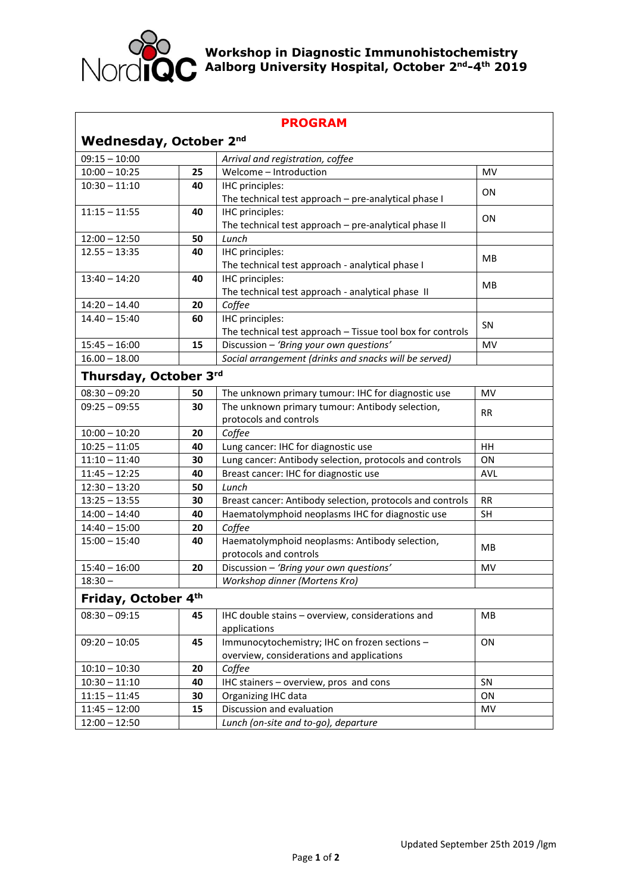# Workshop in Diagnostic Immunohistochemistry
# Aalborg University Hospital, October 2nd-4th 2019

## PROGRAM

### Wednesday, October 2nd

| Time | Min | Session | Speaker |
|---|---|---|---|
| 09:15 – 10:00 | | *Arrival and registration, coffee* | |
| 10:00 – 10:25 | **25** | Welcome – Introduction | MV |
| 10:30 – 11:10 | **40** | IHC principles: The technical test approach – pre-analytical phase I | ON |
| 11:15 – 11:55 | **40** | IHC principles: The technical test approach – pre-analytical phase II | ON |
| 12:00 – 12:50 | **50** | *Lunch* | |
| 12.55 – 13:35 | **40** | IHC principles: The technical test approach - analytical phase I | MB |
| 13:40 – 14:20 | **40** | IHC principles: The technical test approach - analytical phase II | MB |
| 14:20 – 14.40 | **20** | *Coffee* | |
| 14.40 – 15:40 | **60** | IHC principles: The technical test approach – Tissue tool box for controls | SN |
| 15:45 – 16:00 | **15** | Discussion – *'Bring your own questions'* | MV |
| 16.00 – 18.00 | | *Social arrangement (drinks and snacks will be served)* | |

### Thursday, October 3rd

| Time | Min | Session | Speaker |
|---|---|---|---|
| 08:30 – 09:20 | **50** | The unknown primary tumour: IHC for diagnostic use | MV |
| 09:25 – 09:55 | **30** | The unknown primary tumour: Antibody selection, protocols and controls | RR |
| 10:00 – 10:20 | **20** | *Coffee* | |
| 10:25 – 11:05 | **40** | Lung cancer: IHC for diagnostic use | HH |
| 11:10 – 11:40 | **30** | Lung cancer: Antibody selection, protocols and controls | ON |
| 11:45 – 12:25 | **40** | Breast cancer: IHC for diagnostic use | AVL |
| 12:30 – 13:20 | **50** | *Lunch* | |
| 13:25 – 13:55 | **30** | Breast cancer: Antibody selection, protocols and controls | RR |
| 14:00 – 14:40 | **40** | Haematolymphoid neoplasms IHC for diagnostic use | SH |
| 14:40 – 15:00 | **20** | *Coffee* | |
| 15:00 – 15:40 | **40** | Haematolymphoid neoplasms: Antibody selection, protocols and controls | MB |
| 15:40 – 16:00 | **20** | Discussion – *'Bring your own questions'* | MV |
| 18:30 – | | *Workshop dinner (Mortens Kro)* | |

### Friday, October 4th

| Time | Min | Session | Speaker |
|---|---|---|---|
| 08:30 – 09:15 | **45** | IHC double stains – overview, considerations and applications | MB |
| 09:20 – 10:05 | **45** | Immunocytochemistry; IHC on frozen sections – overview, considerations and applications | ON |
| 10:10 – 10:30 | **20** | *Coffee* | |
| 10:30 – 11:10 | **40** | IHC stainers – overview, pros and cons | SN |
| 11:15 – 11:45 | **30** | Organizing IHC data | ON |
| 11:45 – 12:00 | **15** | Discussion and evaluation | MV |
| 12:00 – 12:50 | | *Lunch (on-site and to-go), departure* | |

Updated September 25th 2019 /lgm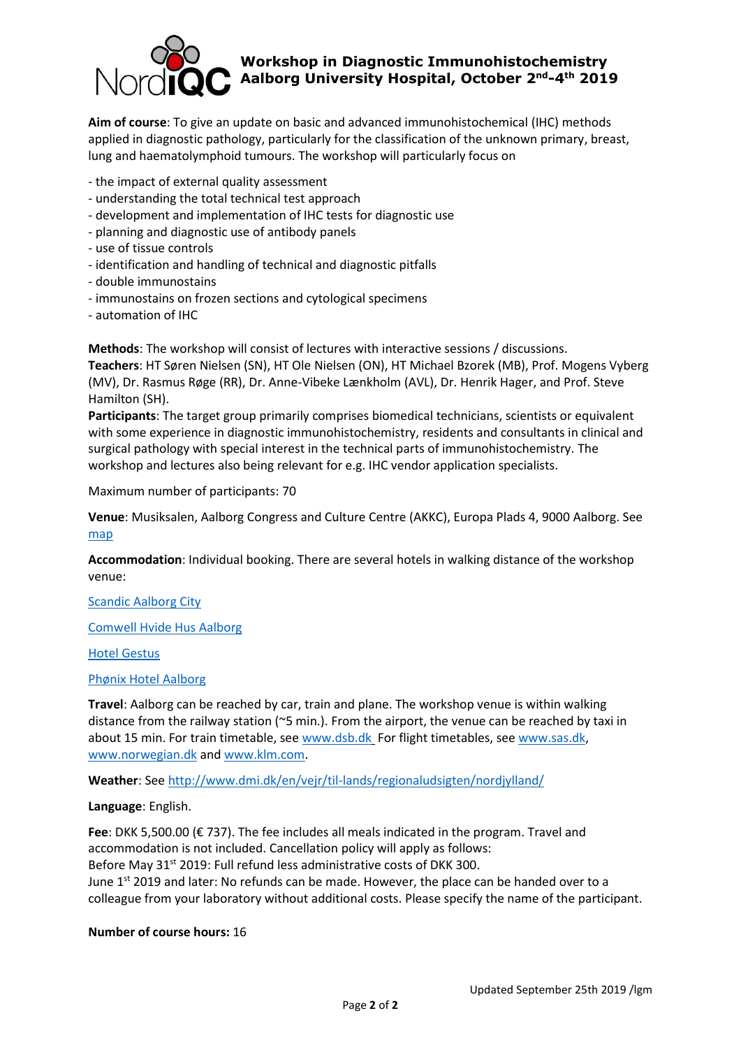# Workshop in Diagnostic Immunohistochemistry
## Aalborg University Hospital, October 2nd-4th 2019

**Aim of course**: To give an update on basic and advanced immunohistochemical (IHC) methods applied in diagnostic pathology, particularly for the classification of the unknown primary, breast, lung and haematolymphoid tumours. The workshop will particularly focus on

- the impact of external quality assessment
- understanding the total technical test approach
- development and implementation of IHC tests for diagnostic use
- planning and diagnostic use of antibody panels
- use of tissue controls
- identification and handling of technical and diagnostic pitfalls
- double immunostains
- immunostains on frozen sections and cytological specimens
- automation of IHC

**Methods**: The workshop will consist of lectures with interactive sessions / discussions.
**Teachers**: HT Søren Nielsen (SN), HT Ole Nielsen (ON), HT Michael Bzorek (MB), Prof. Mogens Vyberg (MV), Dr. Rasmus Røge (RR), Dr. Anne-Vibeke Lænkholm (AVL), Dr. Henrik Hager, and Prof. Steve Hamilton (SH).
**Participants**: The target group primarily comprises biomedical technicians, scientists or equivalent with some experience in diagnostic immunohistochemistry, residents and consultants in clinical and surgical pathology with special interest in the technical parts of immunohistochemistry. The workshop and lectures also being relevant for e.g. IHC vendor application specialists.

Maximum number of participants: 70

**Venue**: Musiksalen, Aalborg Congress and Culture Centre (AKKC), Europa Plads 4, 9000 Aalborg. See map

**Accommodation**: Individual booking. There are several hotels in walking distance of the workshop venue:

Scandic Aalborg City

Comwell Hvide Hus Aalborg

Hotel Gestus

Phønix Hotel Aalborg

**Travel**: Aalborg can be reached by car, train and plane. The workshop venue is within walking distance from the railway station (~5 min.). From the airport, the venue can be reached by taxi in about 15 min. For train timetable, see www.dsb.dk For flight timetables, see www.sas.dk, www.norwegian.dk and www.klm.com.

**Weather**: See http://www.dmi.dk/en/vejr/til-lands/regionaludsigten/nordjylland/

**Language**: English.

**Fee**: DKK 5,500.00 (€ 737). The fee includes all meals indicated in the program. Travel and accommodation is not included. Cancellation policy will apply as follows:
Before May 31st 2019: Full refund less administrative costs of DKK 300.
June 1st 2019 and later: No refunds can be made. However, the place can be handed over to a colleague from your laboratory without additional costs. Please specify the name of the participant.

**Number of course hours:** 16

Updated September 25th 2019 /lgm